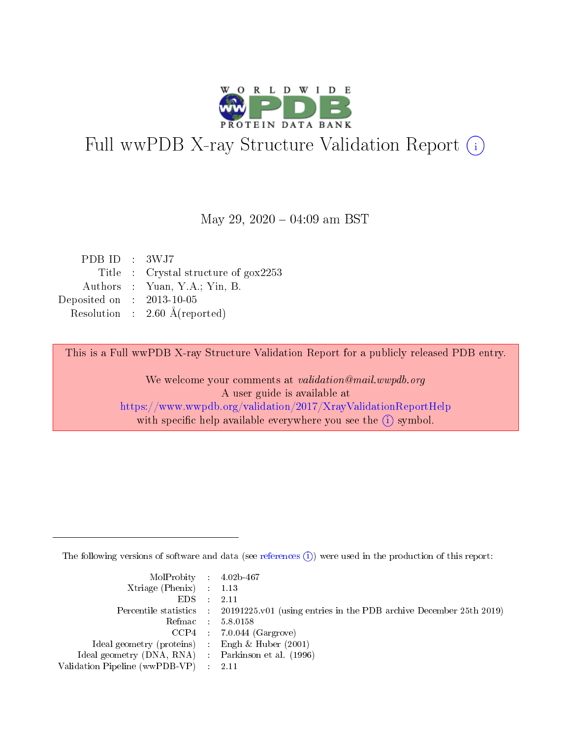# Full wwPDB X-ray Structure Validation Report (i)

May 29, 2020 – 04:09 am BST

| | | |
|---|---|---|
| PDB ID | : | 3WJ7 |
| Title | : | Crystal structure of gox2253 |
| Authors | : | Yuan, Y.A.; Yin, B. |
| Deposited on | : | 2013-10-05 |
| Resolution | : | 2.60 Å(reported) |

This is a Full wwPDB X-ray Structure Validation Report for a publicly released PDB entry.

We welcome your comments at *validation@mail.wwpdb.org*
A user guide is available at
https://www.wwpdb.org/validation/2017/XrayValidationReportHelp
with specific help available everywhere you see the (i) symbol.

---

The following versions of software and data (see references (i)) were used in the production of this report:

| | | |
|---|---|---|
| MolProbity | : | 4.02b-467 |
| Xtriage (Phenix) | : | 1.13 |
| EDS | : | 2.11 |
| Percentile statistics | : | 20191225.v01 (using entries in the PDB archive December 25th 2019) |
| Refmac | : | 5.8.0158 |
| CCP4 | : | 7.0.044 (Gargrove) |
| Ideal geometry (proteins) | : | Engh & Huber (2001) |
| Ideal geometry (DNA, RNA) | : | Parkinson et al. (1996) |
| Validation Pipeline (wwPDB-VP) | : | 2.11 |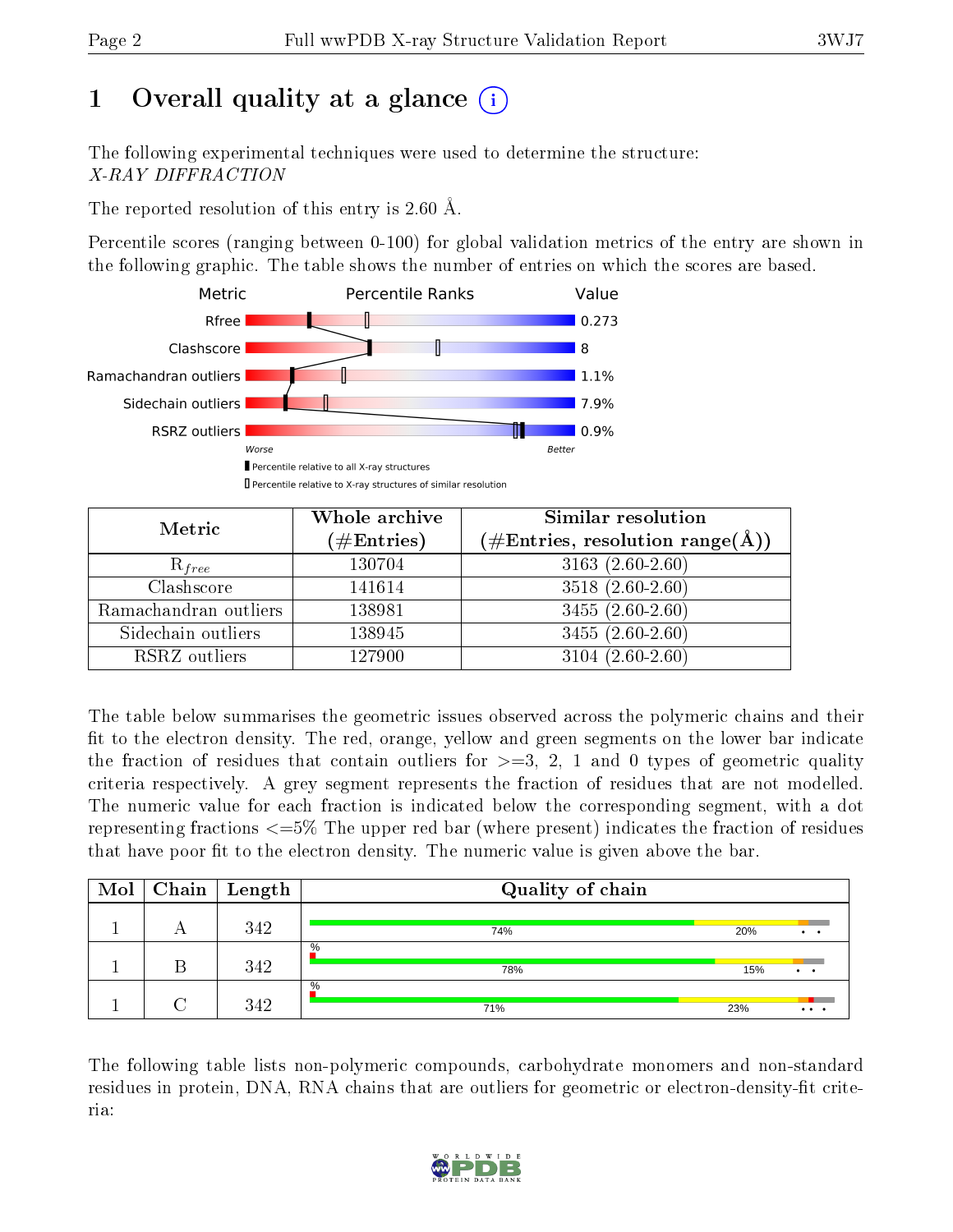# 1 Overall quality at a glance

The following experimental techniques were used to determine the structure:
*X-RAY DIFFRACTION*

The reported resolution of this entry is 2.60 Å.

Percentile scores (ranging between 0-100) for global validation metrics of the entry are shown in the following graphic. The table shows the number of entries on which the scores are based.

| Metric | Value |
|---|---|
| Rfree | 0.273 |
| Clashscore | 8 |
| Ramachandran outliers | 1.1% |
| Sidechain outliers | 7.9% |
| RSRZ outliers | 0.9% |

Worse — Better

■ Percentile relative to all X-ray structures
□ Percentile relative to X-ray structures of similar resolution

| Metric | Whole archive (#Entries) | Similar resolution (#Entries, resolution range(Å)) |
|---|---|---|
| $R_{free}$ | 130704 | 3163 (2.60-2.60) |
| Clashscore | 141614 | 3518 (2.60-2.60) |
| Ramachandran outliers | 138981 | 3455 (2.60-2.60) |
| Sidechain outliers | 138945 | 3455 (2.60-2.60) |
| RSRZ outliers | 127900 | 3104 (2.60-2.60) |

The table below summarises the geometric issues observed across the polymeric chains and their fit to the electron density. The red, orange, yellow and green segments on the lower bar indicate the fraction of residues that contain outliers for >=3, 2, 1 and 0 types of geometric quality criteria respectively. A grey segment represents the fraction of residues that are not modelled. The numeric value for each fraction is indicated below the corresponding segment, with a dot representing fractions <=5% The upper red bar (where present) indicates the fraction of residues that have poor fit to the electron density. The numeric value is given above the bar.

| Mol | Chain | Length | Quality of chain |
|---|---|---|---|
| 1 | A | 342 | 74% 20% • • |
| 1 | B | 342 | % 78% 15% • • |
| 1 | C | 342 | % 71% 23% • • • |

The following table lists non-polymeric compounds, carbohydrate monomers and non-standard residues in protein, DNA, RNA chains that are outliers for geometric or electron-density-fit criteria: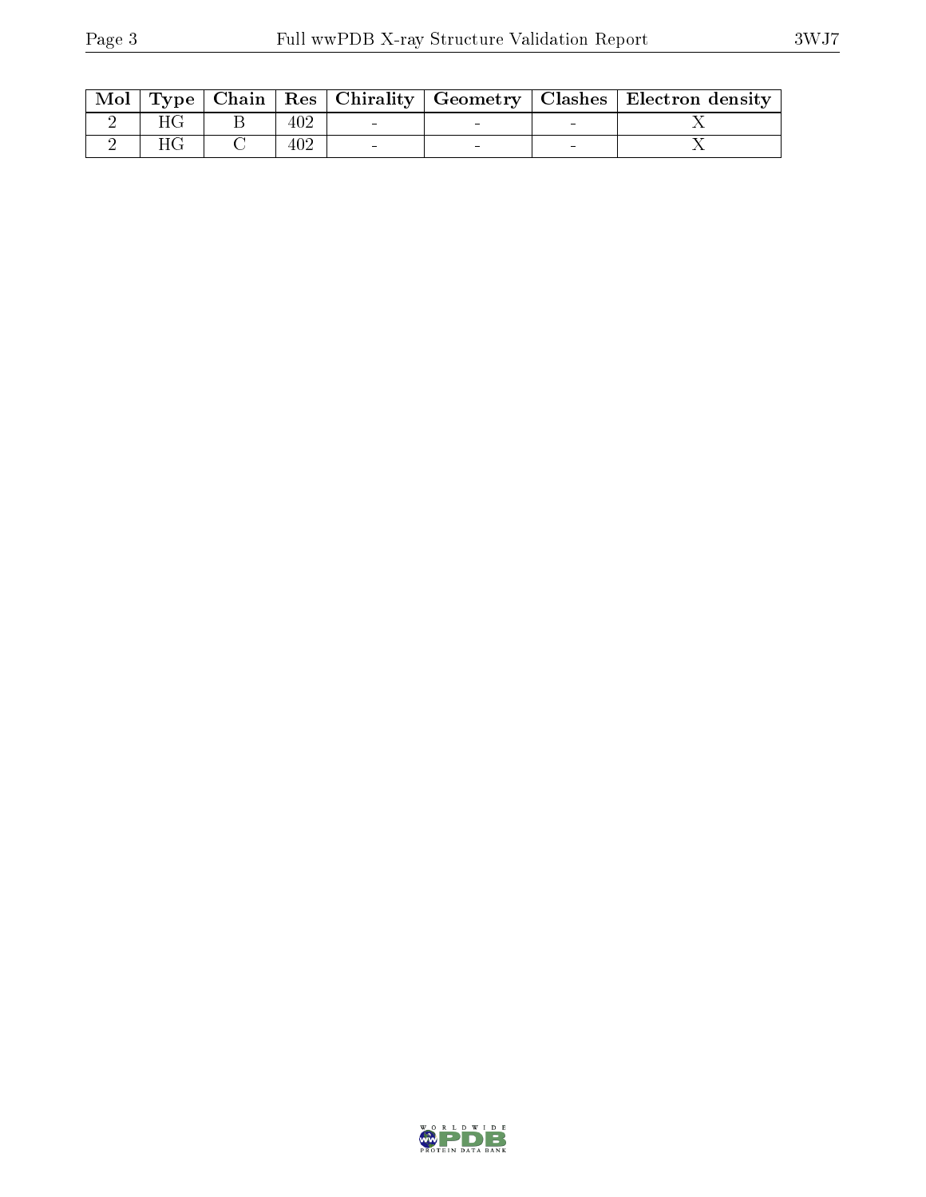| Mol | Type | Chain | Res | Chirality | Geometry | Clashes | Electron density |
|---|---|---|---|---|---|---|---|
| 2 | HG | B | 402 | - | - | - | X |
| 2 | HG | C | 402 | - | - | - | X |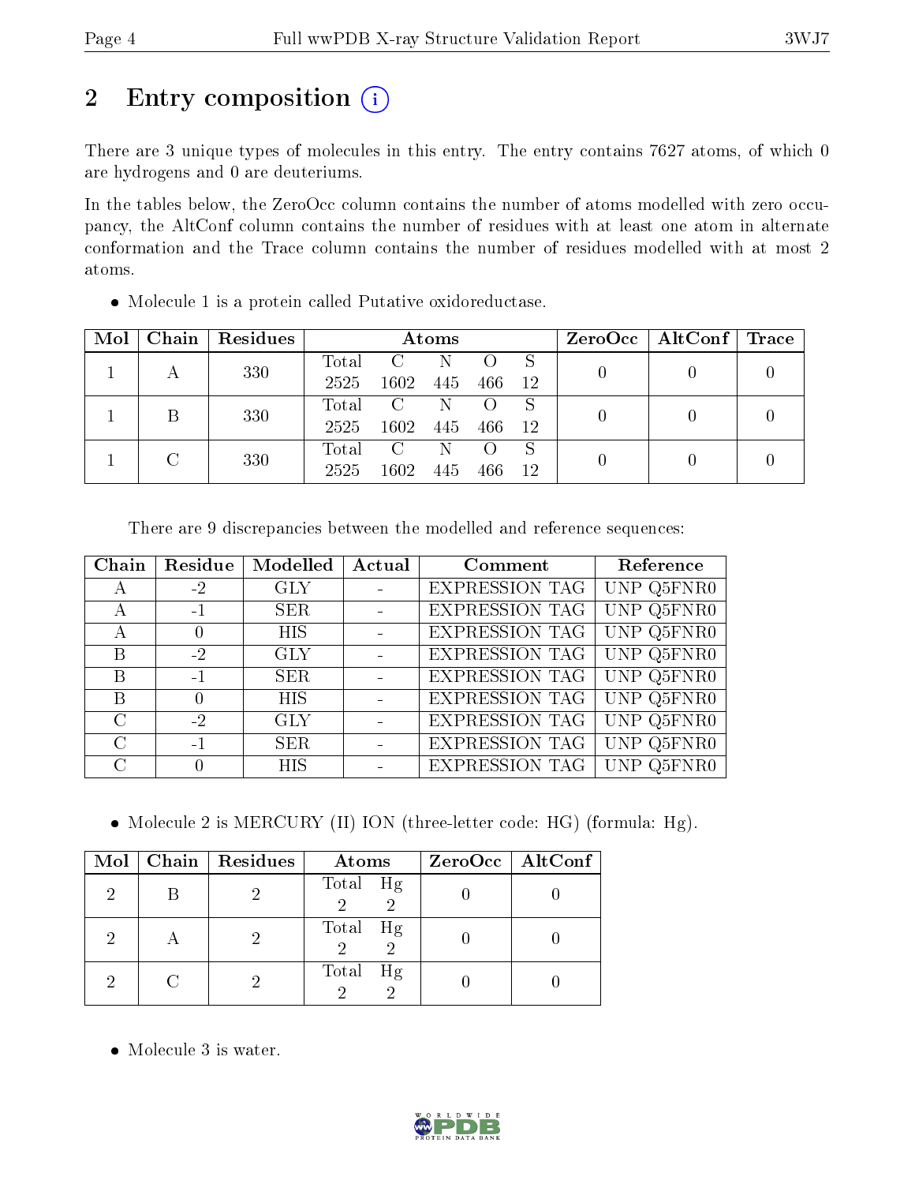# 2 Entry composition

There are 3 unique types of molecules in this entry. The entry contains 7627 atoms, of which 0 are hydrogens and 0 are deuteriums.

In the tables below, the ZeroOcc column contains the number of atoms modelled with zero occupancy, the AltConf column contains the number of residues with at least one atom in alternate conformation and the Trace column contains the number of residues modelled with at most 2 atoms.

- Molecule 1 is a protein called Putative oxidoreductase.

| Mol | Chain | Residues | Atoms | | | | | ZeroOcc | AltConf | Trace |
|---|---|---|---|---|---|---|---|---|---|---|
| 1 | A | 330 | Total<br>2525 | C<br>1602 | N<br>445 | O<br>466 | S<br>12 | 0 | 0 | 0 |
| 1 | B | 330 | Total<br>2525 | C<br>1602 | N<br>445 | O<br>466 | S<br>12 | 0 | 0 | 0 |
| 1 | C | 330 | Total<br>2525 | C<br>1602 | N<br>445 | O<br>466 | S<br>12 | 0 | 0 | 0 |

There are 9 discrepancies between the modelled and reference sequences:

| Chain | Residue | Modelled | Actual | Comment | Reference |
|---|---|---|---|---|---|
| A | -2 | GLY | - | EXPRESSION TAG | UNP Q5FNR0 |
| A | -1 | SER | - | EXPRESSION TAG | UNP Q5FNR0 |
| A | 0 | HIS | - | EXPRESSION TAG | UNP Q5FNR0 |
| B | -2 | GLY | - | EXPRESSION TAG | UNP Q5FNR0 |
| B | -1 | SER | - | EXPRESSION TAG | UNP Q5FNR0 |
| B | 0 | HIS | - | EXPRESSION TAG | UNP Q5FNR0 |
| C | -2 | GLY | - | EXPRESSION TAG | UNP Q5FNR0 |
| C | -1 | SER | - | EXPRESSION TAG | UNP Q5FNR0 |
| C | 0 | HIS | - | EXPRESSION TAG | UNP Q5FNR0 |

- Molecule 2 is MERCURY (II) ION (three-letter code: HG) (formula: Hg).

| Mol | Chain | Residues | Atoms | | ZeroOcc | AltConf |
|---|---|---|---|---|---|---|
| 2 | B | 2 | Total<br>2 | Hg<br>2 | 0 | 0 |
| 2 | A | 2 | Total<br>2 | Hg<br>2 | 0 | 0 |
| 2 | C | 2 | Total<br>2 | Hg<br>2 | 0 | 0 |

- Molecule 3 is water.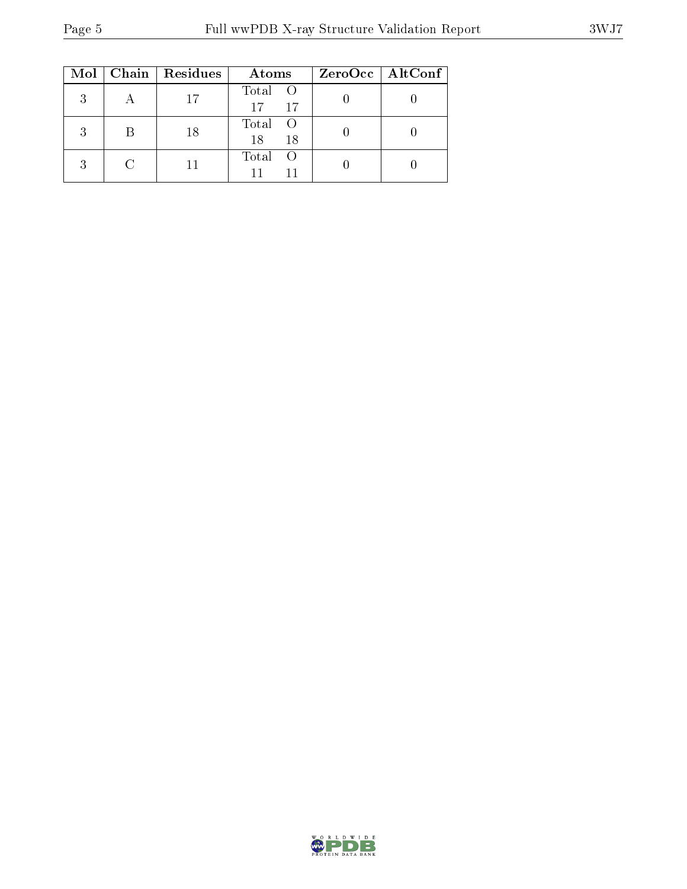| Mol | Chain | Residues | Atoms | | ZeroOcc | AltConf |
|---|---|---|---|---|---|---|
| 3 | A | 17 | Total<br>17 | O<br>17 | 0 | 0 |
| 3 | B | 18 | Total<br>18 | O<br>18 | 0 | 0 |
| 3 | C | 11 | Total<br>11 | O<br>11 | 0 | 0 |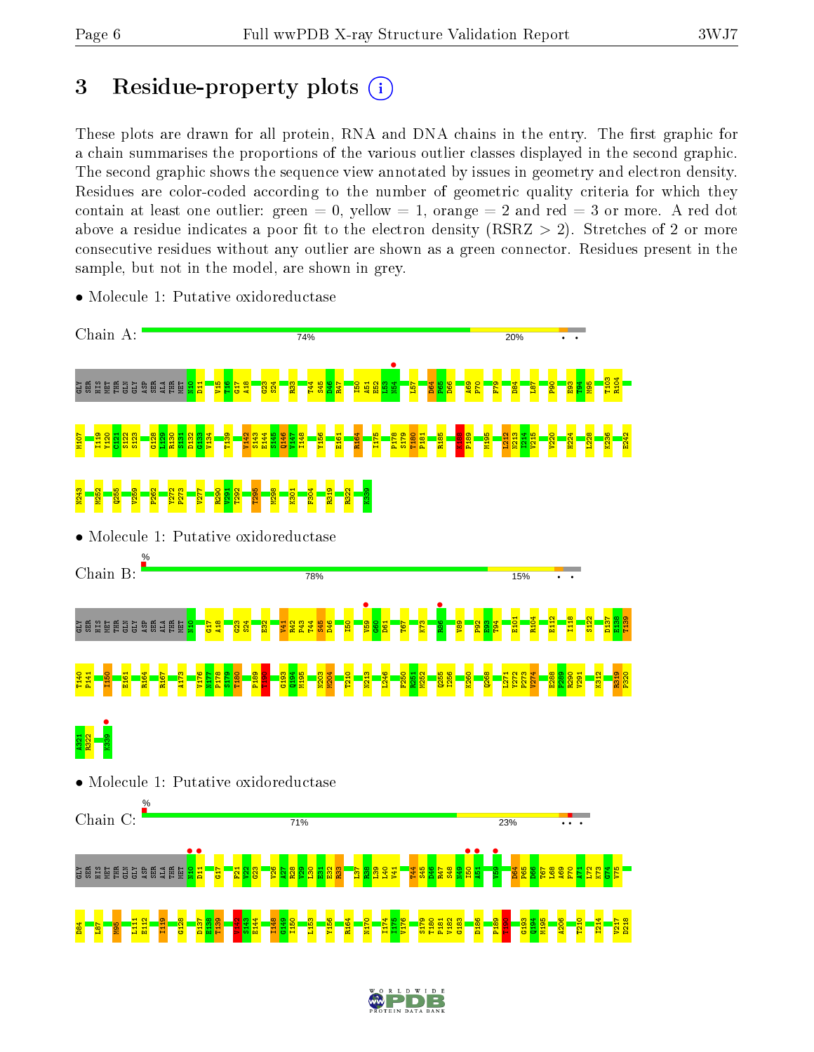# 3 Residue-property plots

These plots are drawn for all protein, RNA and DNA chains in the entry. The first graphic for a chain summarises the proportions of the various outlier classes displayed in the second graphic. The second graphic shows the sequence view annotated by issues in geometry and electron density. Residues are color-coded according to the number of geometric quality criteria for which they contain at least one outlier: green = 0, yellow = 1, orange = 2 and red = 3 or more. A red dot above a residue indicates a poor fit to the electron density (RSRZ > 2). Stretches of 2 or more consecutive residues without any outlier are shown as a green connector. Residues present in the sample, but not in the model, are shown in grey.

- Molecule 1: Putative oxidoreductase

Chain A: 74% 20%

GLY SER HIS MET THR GLN GLY ASP SER ALA THR MET N10 D11 V15 T16 G17 A18 G23 S24 R33 T44 S45 D46 R47 I50 A51 E52 L53 N54 L57 D64 P65 D66 A69 P70 F79 D84 L87 P90 E93 T94 M95 T103 R104 N107 I119 Y120 C121 S122 S123 G128 L129 R130 S131 D132 G133 V134 T139 V142 S143 E144 S145 Q146 V147 I148 Y156 E161 R164 I175 P178 S179 T180 P181 R185 K188 P189 M195 L212 N213 I214 V215 V220 H224 L228 K236 E242 N243 M252 Q255 V259 P262 Y272 P273 V277 R290 V291 T292 T295 M298 K301 F304 R319 R322 K339

- Molecule 1: Putative oxidoreductase

Chain B: % 78% 15%

GLY SER HIS MET THR GLN GLY ASP SER ALA THR MET N10 G17 A18 G23 S24 E32 V41 R42 P43 T44 S45 D46 I50 V59 G60 D61 T67 K73 R86 V89 P92 E93 T94 E101 R104 E112 I118 S122 D137 E138 T139 T140 P141 I150 E161 R164 R167 A173 V176 N177 P178 S179 T180 P189 T190 G193 Q194 M195 N203 M204 T210 N213 L246 F250 R251 M252 Q255 I256 K260 Q268 L271 Y272 P273 V274 E288 F289 R290 V291 K312 R319 P320 A321 R322 K339

- Molecule 1: Putative oxidoreductase

Chain C: % 71% 23%

GLY SER HIS MET THR GLN GLY ASP SER ALA THR MET N10 D11 G17 F21 V22 G23 V26 A27 R28 V29 L30 E31 E32 R33 L37 R38 L39 L40 V41 T44 S45 D46 R47 S48 N49 I50 A51 V59 D64 P65 D66 T67 L68 A69 P70 A71 L72 K73 G74 V75 D84 L87 M95 L111 E112 I119 G128 D137 E138 T139 V142 S143 E144 I148 G149 I150 L153 Y156 R164 N170 I174 I175 V176 S179 T180 P181 V182 G183 D186 P189 T190 G193 Q194 M195 A206 T210 I214 V217 D218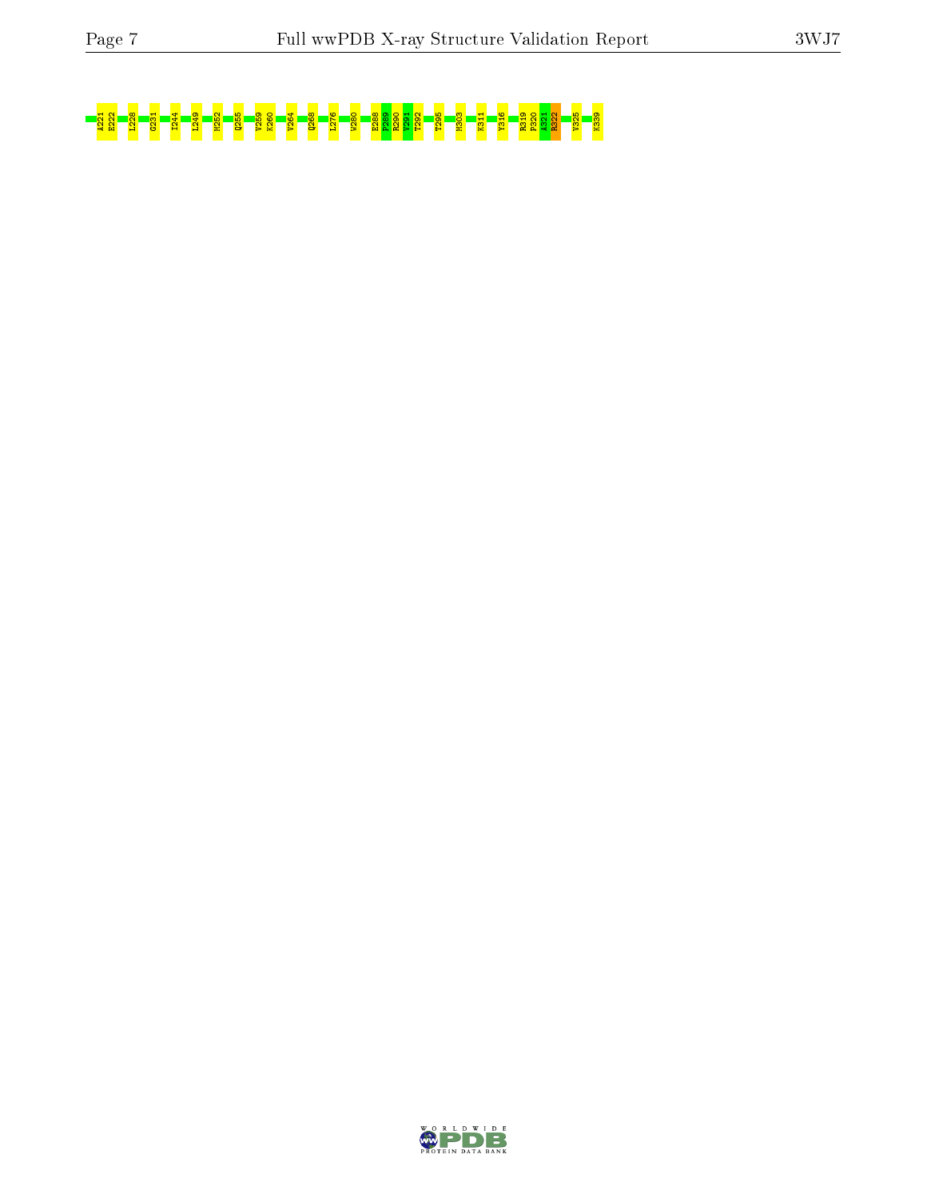A221
E222
L228
G231
I244
L249
M252
Q255
V259
K260
V264
Q268
L276
W280
E288
F289
R290
V291
T292
T295
M303
K311
Y316
R319
F320
A321
R322
V325
K339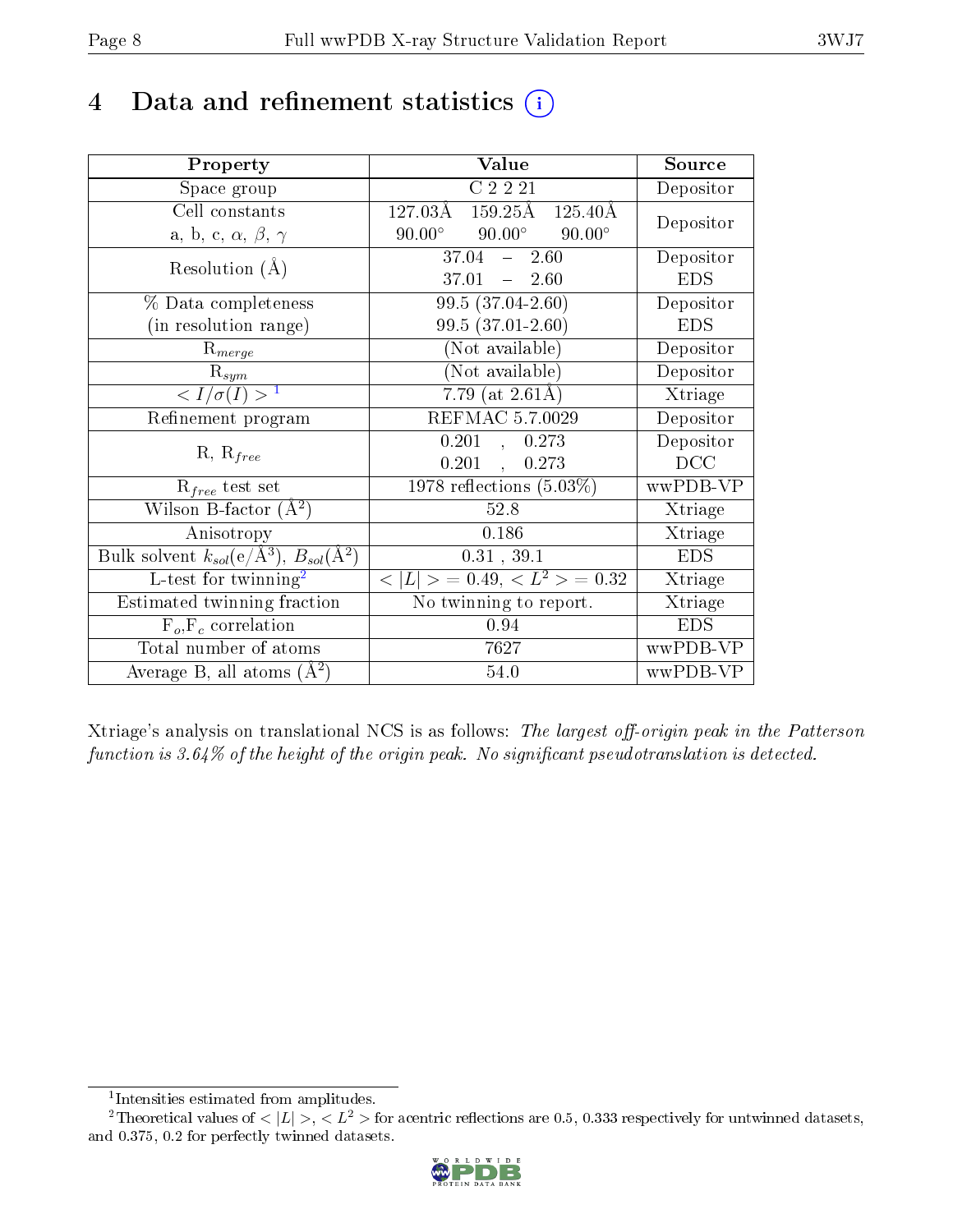# 4 Data and refinement statistics

| Property | Value | Source |
|---|---|---|
| Space group | C 2 2 21 | Depositor |
| Cell constants<br>a, b, c, $\alpha$, $\beta$, $\gamma$ | 127.03Å 159.25Å 125.40Å<br>90.00° 90.00° 90.00° | Depositor |
| Resolution (Å) | 37.04 – 2.60 | Depositor |
| | 37.01 – 2.60 | EDS |
| % Data completeness<br>(in resolution range) | 99.5 (37.04-2.60) | Depositor |
| | 99.5 (37.01-2.60) | EDS |
| $R_{merge}$ | (Not available) | Depositor |
| $R_{sym}$ | (Not available) | Depositor |
| $< I/\sigma(I) >$ [1] | 7.79 (at 2.61Å) | Xtriage |
| Refinement program | REFMAC 5.7.0029 | Depositor |
| R, $R_{free}$ | 0.201 , 0.273 | Depositor |
| | 0.201 , 0.273 | DCC |
| $R_{free}$ test set | 1978 reflections (5.03%) | wwPDB-VP |
| Wilson B-factor ($Å^2$) | 52.8 | Xtriage |
| Anisotropy | 0.186 | Xtriage |
| Bulk solvent $k_{sol}$(e/$Å^3$), $B_{sol}$($Å^2$) | 0.31 , 39.1 | EDS |
| L-test for twinning[2] | $< \|L\| > = 0.49$, $< L^2 > = 0.32$ | Xtriage |
| Estimated twinning fraction | No twinning to report. | Xtriage |
| $F_o$,$F_c$ correlation | 0.94 | EDS |
| Total number of atoms | 7627 | wwPDB-VP |
| Average B, all atoms ($Å^2$) | 54.0 | wwPDB-VP |

Xtriage's analysis on translational NCS is as follows: *The largest off-origin peak in the Patterson function is 3.64% of the height of the origin peak. No significant pseudotranslation is detected.*

[1] Intensities estimated from amplitudes.

[2] Theoretical values of $< |L| >$, $< L^2 >$ for acentric reflections are 0.5, 0.333 respectively for untwinned datasets, and 0.375, 0.2 for perfectly twinned datasets.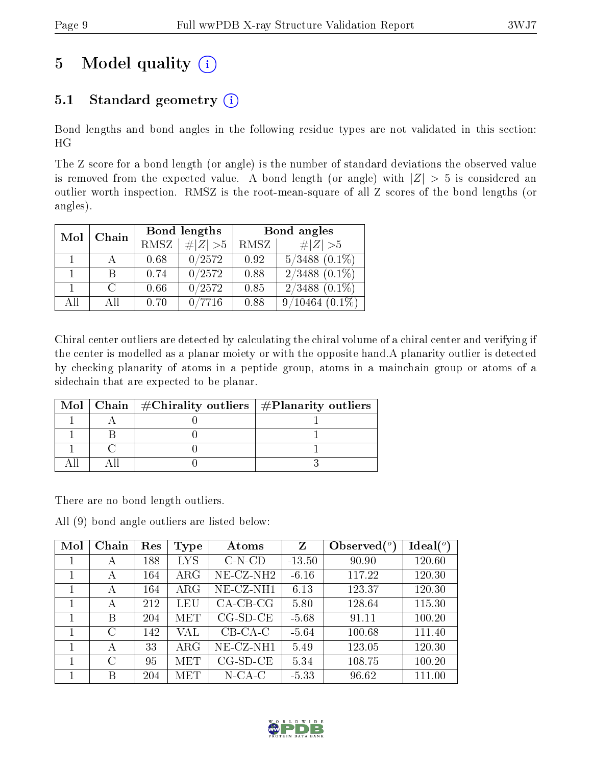# 5 Model quality (i)

## 5.1 Standard geometry (i)

Bond lengths and bond angles in the following residue types are not validated in this section: HG

The Z score for a bond length (or angle) is the number of standard deviations the observed value is removed from the expected value. A bond length (or angle) with $|Z| > 5$ is considered an outlier worth inspection. RMSZ is the root-mean-square of all Z scores of the bond lengths (or angles).

| Mol | Chain | Bond lengths | | Bond angles | |
|---|---|---|---|---|---|
| | | RMSZ | $\#|Z| > 5$ | RMSZ | $\#|Z| > 5$ |
| 1 | A | 0.68 | 0/2572 | 0.92 | 5/3488 (0.1%) |
| 1 | B | 0.74 | 0/2572 | 0.88 | 2/3488 (0.1%) |
| 1 | C | 0.66 | 0/2572 | 0.85 | 2/3488 (0.1%) |
| All | All | 0.70 | 0/7716 | 0.88 | 9/10464 (0.1%) |

Chiral center outliers are detected by calculating the chiral volume of a chiral center and verifying if the center is modelled as a planar moiety or with the opposite hand.A planarity outlier is detected by checking planarity of atoms in a peptide group, atoms in a mainchain group or atoms of a sidechain that are expected to be planar.

| Mol | Chain | #Chirality outliers | #Planarity outliers |
|---|---|---|---|
| 1 | A | 0 | 1 |
| 1 | B | 0 | 1 |
| 1 | C | 0 | 1 |
| All | All | 0 | 3 |

There are no bond length outliers.

All (9) bond angle outliers are listed below:

| Mol | Chain | Res | Type | Atoms | Z | Observed(°) | Ideal(°) |
|---|---|---|---|---|---|---|---|
| 1 | A | 188 | LYS | C-N-CD | -13.50 | 90.90 | 120.60 |
| 1 | A | 164 | ARG | NE-CZ-NH2 | -6.16 | 117.22 | 120.30 |
| 1 | A | 164 | ARG | NE-CZ-NH1 | 6.13 | 123.37 | 120.30 |
| 1 | A | 212 | LEU | CA-CB-CG | 5.80 | 128.64 | 115.30 |
| 1 | B | 204 | MET | CG-SD-CE | -5.68 | 91.11 | 100.20 |
| 1 | C | 142 | VAL | CB-CA-C | -5.64 | 100.68 | 111.40 |
| 1 | A | 33 | ARG | NE-CZ-NH1 | 5.49 | 123.05 | 120.30 |
| 1 | C | 95 | MET | CG-SD-CE | 5.34 | 108.75 | 100.20 |
| 1 | B | 204 | MET | N-CA-C | -5.33 | 96.62 | 111.00 |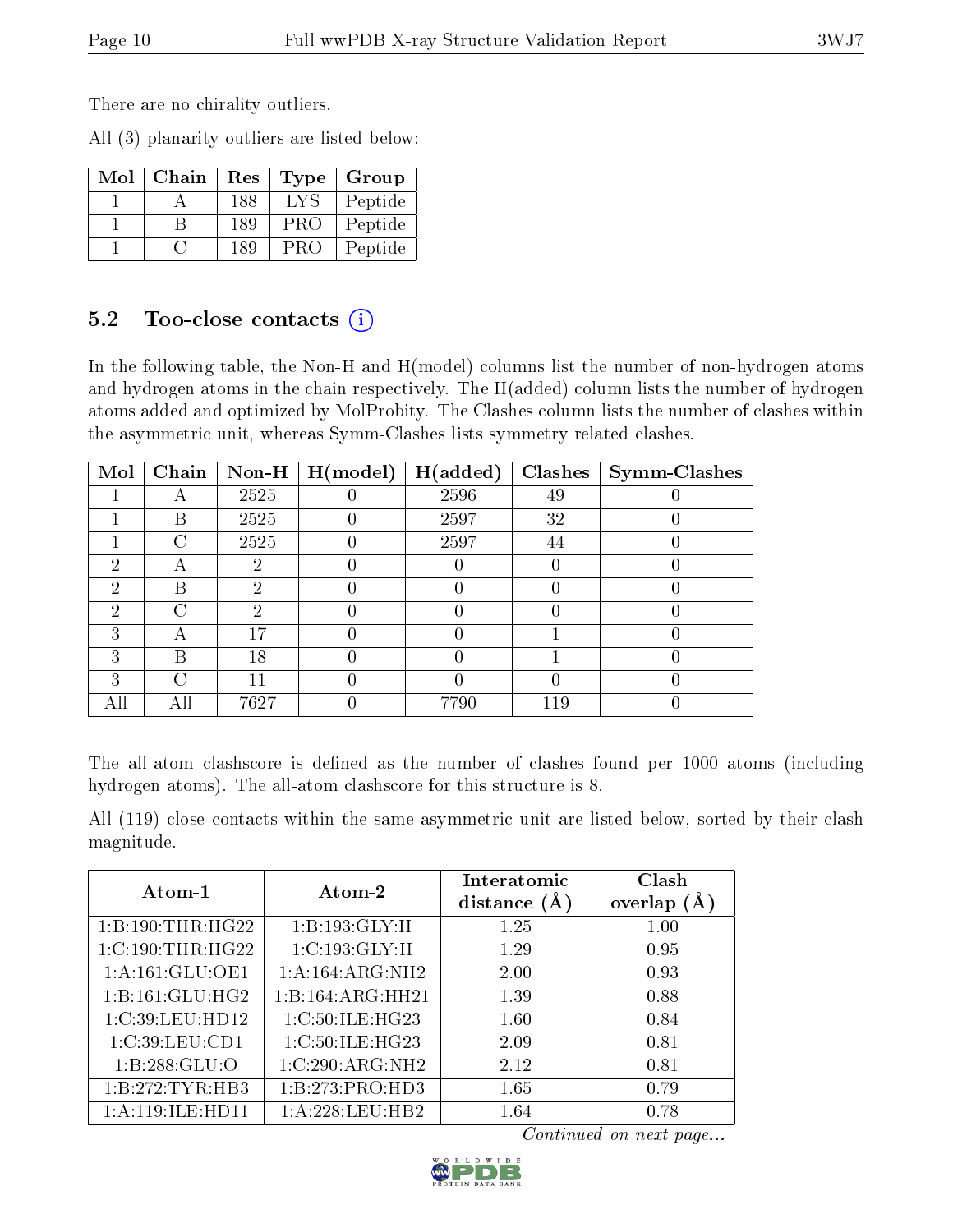There are no chirality outliers.

All (3) planarity outliers are listed below:

| Mol | Chain | Res | Type | Group |
|---|---|---|---|---|
| 1 | A | 188 | LYS | Peptide |
| 1 | B | 189 | PRO | Peptide |
| 1 | C | 189 | PRO | Peptide |

## 5.2 Too-close contacts

In the following table, the Non-H and H(model) columns list the number of non-hydrogen atoms and hydrogen atoms in the chain respectively. The H(added) column lists the number of hydrogen atoms added and optimized by MolProbity. The Clashes column lists the number of clashes within the asymmetric unit, whereas Symm-Clashes lists symmetry related clashes.

| Mol | Chain | Non-H | H(model) | H(added) | Clashes | Symm-Clashes |
|---|---|---|---|---|---|---|
| 1 | A | 2525 | 0 | 2596 | 49 | 0 |
| 1 | B | 2525 | 0 | 2597 | 32 | 0 |
| 1 | C | 2525 | 0 | 2597 | 44 | 0 |
| 2 | A | 2 | 0 | 0 | 0 | 0 |
| 2 | B | 2 | 0 | 0 | 0 | 0 |
| 2 | C | 2 | 0 | 0 | 0 | 0 |
| 3 | A | 17 | 0 | 0 | 1 | 0 |
| 3 | B | 18 | 0 | 0 | 1 | 0 |
| 3 | C | 11 | 0 | 0 | 0 | 0 |
| All | All | 7627 | 0 | 7790 | 119 | 0 |

The all-atom clashscore is defined as the number of clashes found per 1000 atoms (including hydrogen atoms). The all-atom clashscore for this structure is 8.

All (119) close contacts within the same asymmetric unit are listed below, sorted by their clash magnitude.

| Atom-1 | Atom-2 | Interatomic distance (Å) | Clash overlap (Å) |
|---|---|---|---|
| 1:B:190:THR:HG22 | 1:B:193:GLY:H | 1.25 | 1.00 |
| 1:C:190:THR:HG22 | 1:C:193:GLY:H | 1.29 | 0.95 |
| 1:A:161:GLU:OE1 | 1:A:164:ARG:NH2 | 2.00 | 0.93 |
| 1:B:161:GLU:HG2 | 1:B:164:ARG:HH21 | 1.39 | 0.88 |
| 1:C:39:LEU:HD12 | 1:C:50:ILE:HG23 | 1.60 | 0.84 |
| 1:C:39:LEU:CD1 | 1:C:50:ILE:HG23 | 2.09 | 0.81 |
| 1:B:288:GLU:O | 1:C:290:ARG:NH2 | 2.12 | 0.81 |
| 1:B:272:TYR:HB3 | 1:B:273:PRO:HD3 | 1.65 | 0.79 |
| 1:A:119:ILE:HD11 | 1:A:228:LEU:HB2 | 1.64 | 0.78 |

*Continued on next page...*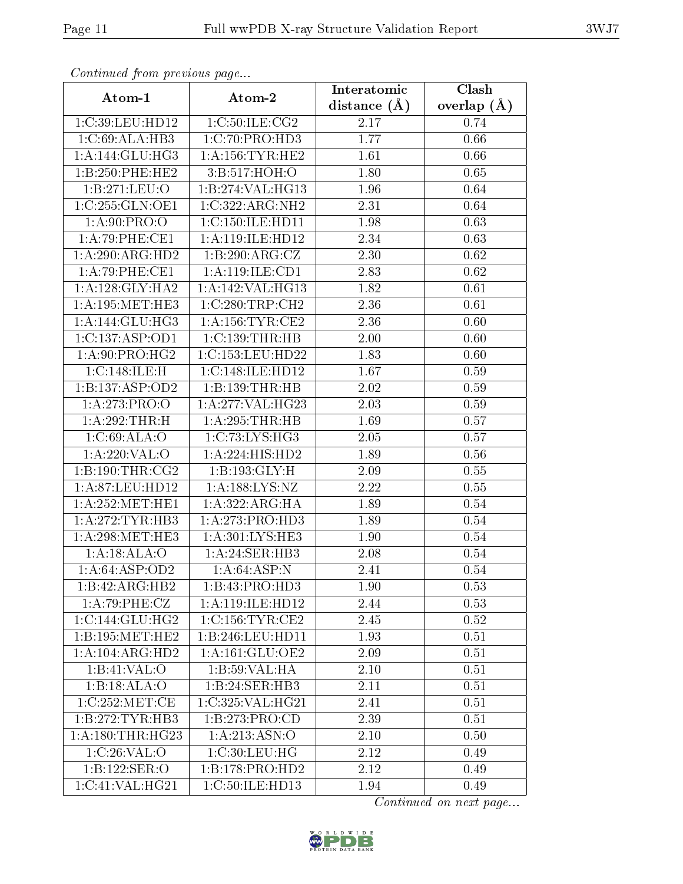*Continued from previous page...*

| Atom-1 | Atom-2 | Interatomic distance (Å) | Clash overlap (Å) |
|---|---|---|---|
| 1:C:39:LEU:HD12 | 1:C:50:ILE:CG2 | 2.17 | 0.74 |
| 1:C:69:ALA:HB3 | 1:C:70:PRO:HD3 | 1.77 | 0.66 |
| 1:A:144:GLU:HG3 | 1:A:156:TYR:HE2 | 1.61 | 0.66 |
| 1:B:250:PHE:HE2 | 3:B:517:HOH:O | 1.80 | 0.65 |
| 1:B:271:LEU:O | 1:B:274:VAL:HG13 | 1.96 | 0.64 |
| 1:C:255:GLN:OE1 | 1:C:322:ARG:NH2 | 2.31 | 0.64 |
| 1:A:90:PRO:O | 1:C:150:ILE:HD11 | 1.98 | 0.63 |
| 1:A:79:PHE:CE1 | 1:A:119:ILE:HD12 | 2.34 | 0.63 |
| 1:A:290:ARG:HD2 | 1:B:290:ARG:CZ | 2.30 | 0.62 |
| 1:A:79:PHE:CE1 | 1:A:119:ILE:CD1 | 2.83 | 0.62 |
| 1:A:128:GLY:HA2 | 1:A:142:VAL:HG13 | 1.82 | 0.61 |
| 1:A:195:MET:HE3 | 1:C:280:TRP:CH2 | 2.36 | 0.61 |
| 1:A:144:GLU:HG3 | 1:A:156:TYR:CE2 | 2.36 | 0.60 |
| 1:C:137:ASP:OD1 | 1:C:139:THR:HB | 2.00 | 0.60 |
| 1:A:90:PRO:HG2 | 1:C:153:LEU:HD22 | 1.83 | 0.60 |
| 1:C:148:ILE:H | 1:C:148:ILE:HD12 | 1.67 | 0.59 |
| 1:B:137:ASP:OD2 | 1:B:139:THR:HB | 2.02 | 0.59 |
| 1:A:273:PRO:O | 1:A:277:VAL:HG23 | 2.03 | 0.59 |
| 1:A:292:THR:H | 1:A:295:THR:HB | 1.69 | 0.57 |
| 1:C:69:ALA:O | 1:C:73:LYS:HG3 | 2.05 | 0.57 |
| 1:A:220:VAL:O | 1:A:224:HIS:HD2 | 1.89 | 0.56 |
| 1:B:190:THR:CG2 | 1:B:193:GLY:H | 2.09 | 0.55 |
| 1:A:87:LEU:HD12 | 1:A:188:LYS:NZ | 2.22 | 0.55 |
| 1:A:252:MET:HE1 | 1:A:322:ARG:HA | 1.89 | 0.54 |
| 1:A:272:TYR:HB3 | 1:A:273:PRO:HD3 | 1.89 | 0.54 |
| 1:A:298:MET:HE3 | 1:A:301:LYS:HE3 | 1.90 | 0.54 |
| 1:A:18:ALA:O | 1:A:24:SER:HB3 | 2.08 | 0.54 |
| 1:A:64:ASP:OD2 | 1:A:64:ASP:N | 2.41 | 0.54 |
| 1:B:42:ARG:HB2 | 1:B:43:PRO:HD3 | 1.90 | 0.53 |
| 1:A:79:PHE:CZ | 1:A:119:ILE:HD12 | 2.44 | 0.53 |
| 1:C:144:GLU:HG2 | 1:C:156:TYR:CE2 | 2.45 | 0.52 |
| 1:B:195:MET:HE2 | 1:B:246:LEU:HD11 | 1.93 | 0.51 |
| 1:A:104:ARG:HD2 | 1:A:161:GLU:OE2 | 2.09 | 0.51 |
| 1:B:41:VAL:O | 1:B:59:VAL:HA | 2.10 | 0.51 |
| 1:B:18:ALA:O | 1:B:24:SER:HB3 | 2.11 | 0.51 |
| 1:C:252:MET:CE | 1:C:325:VAL:HG21 | 2.41 | 0.51 |
| 1:B:272:TYR:HB3 | 1:B:273:PRO:CD | 2.39 | 0.51 |
| 1:A:180:THR:HG23 | 1:A:213:ASN:O | 2.10 | 0.50 |
| 1:C:26:VAL:O | 1:C:30:LEU:HG | 2.12 | 0.49 |
| 1:B:122:SER:O | 1:B:178:PRO:HD2 | 2.12 | 0.49 |
| 1:C:41:VAL:HG21 | 1:C:50:ILE:HD13 | 1.94 | 0.49 |

*Continued on next page...*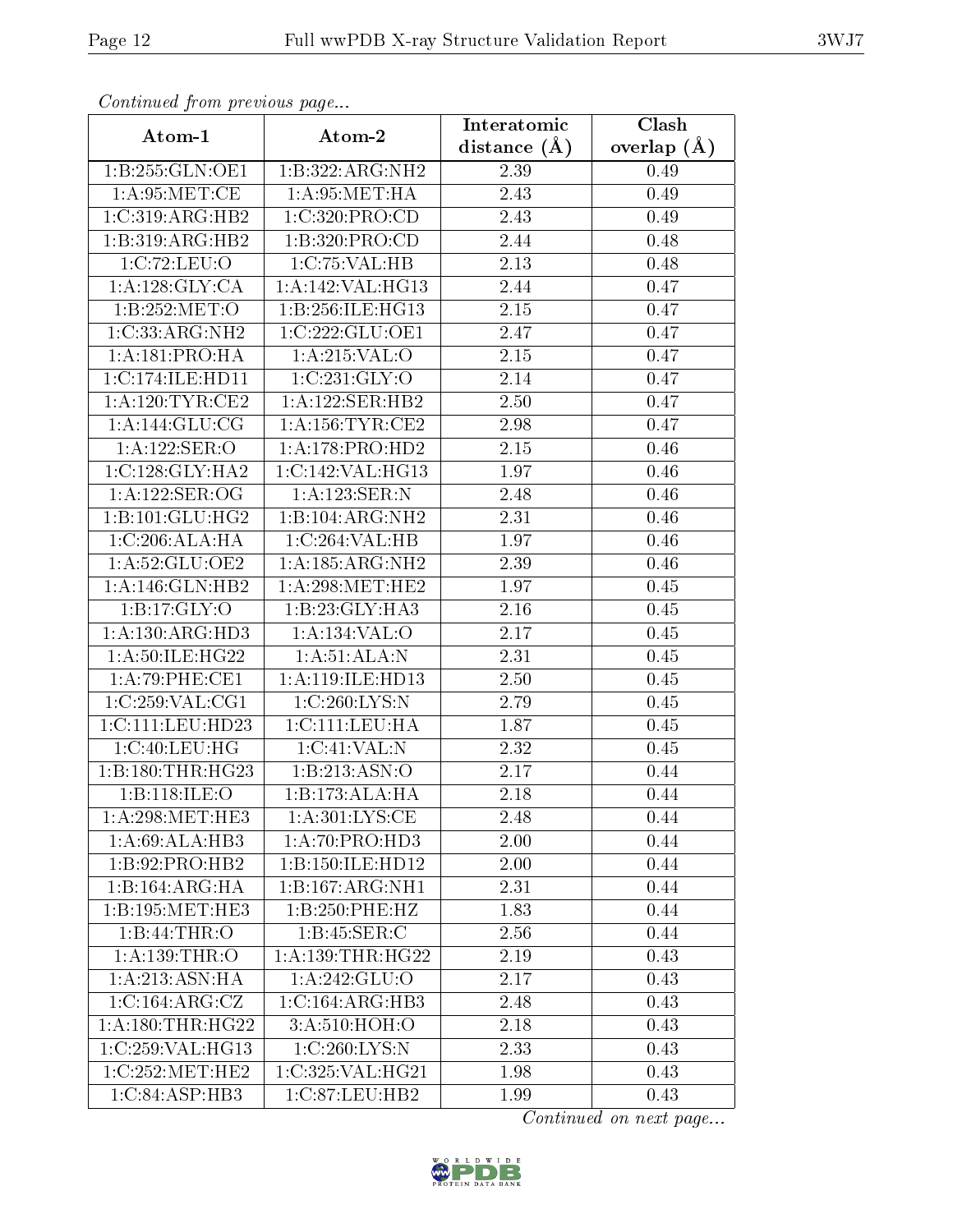*Continued from previous page...*

| Atom-1 | Atom-2 | Interatomic distance (Å) | Clash overlap (Å) |
|---|---|---|---|
| 1:B:255:GLN:OE1 | 1:B:322:ARG:NH2 | 2.39 | 0.49 |
| 1:A:95:MET:CE | 1:A:95:MET:HA | 2.43 | 0.49 |
| 1:C:319:ARG:HB2 | 1:C:320:PRO:CD | 2.43 | 0.49 |
| 1:B:319:ARG:HB2 | 1:B:320:PRO:CD | 2.44 | 0.48 |
| 1:C:72:LEU:O | 1:C:75:VAL:HB | 2.13 | 0.48 |
| 1:A:128:GLY:CA | 1:A:142:VAL:HG13 | 2.44 | 0.47 |
| 1:B:252:MET:O | 1:B:256:ILE:HG13 | 2.15 | 0.47 |
| 1:C:33:ARG:NH2 | 1:C:222:GLU:OE1 | 2.47 | 0.47 |
| 1:A:181:PRO:HA | 1:A:215:VAL:O | 2.15 | 0.47 |
| 1:C:174:ILE:HD11 | 1:C:231:GLY:O | 2.14 | 0.47 |
| 1:A:120:TYR:CE2 | 1:A:122:SER:HB2 | 2.50 | 0.47 |
| 1:A:144:GLU:CG | 1:A:156:TYR:CE2 | 2.98 | 0.47 |
| 1:A:122:SER:O | 1:A:178:PRO:HD2 | 2.15 | 0.46 |
| 1:C:128:GLY:HA2 | 1:C:142:VAL:HG13 | 1.97 | 0.46 |
| 1:A:122:SER:OG | 1:A:123:SER:N | 2.48 | 0.46 |
| 1:B:101:GLU:HG2 | 1:B:104:ARG:NH2 | 2.31 | 0.46 |
| 1:C:206:ALA:HA | 1:C:264:VAL:HB | 1.97 | 0.46 |
| 1:A:52:GLU:OE2 | 1:A:185:ARG:NH2 | 2.39 | 0.46 |
| 1:A:146:GLN:HB2 | 1:A:298:MET:HE2 | 1.97 | 0.45 |
| 1:B:17:GLY:O | 1:B:23:GLY:HA3 | 2.16 | 0.45 |
| 1:A:130:ARG:HD3 | 1:A:134:VAL:O | 2.17 | 0.45 |
| 1:A:50:ILE:HG22 | 1:A:51:ALA:N | 2.31 | 0.45 |
| 1:A:79:PHE:CE1 | 1:A:119:ILE:HD13 | 2.50 | 0.45 |
| 1:C:259:VAL:CG1 | 1:C:260:LYS:N | 2.79 | 0.45 |
| 1:C:111:LEU:HD23 | 1:C:111:LEU:HA | 1.87 | 0.45 |
| 1:C:40:LEU:HG | 1:C:41:VAL:N | 2.32 | 0.45 |
| 1:B:180:THR:HG23 | 1:B:213:ASN:O | 2.17 | 0.44 |
| 1:B:118:ILE:O | 1:B:173:ALA:HA | 2.18 | 0.44 |
| 1:A:298:MET:HE3 | 1:A:301:LYS:CE | 2.48 | 0.44 |
| 1:A:69:ALA:HB3 | 1:A:70:PRO:HD3 | 2.00 | 0.44 |
| 1:B:92:PRO:HB2 | 1:B:150:ILE:HD12 | 2.00 | 0.44 |
| 1:B:164:ARG:HA | 1:B:167:ARG:NH1 | 2.31 | 0.44 |
| 1:B:195:MET:HE3 | 1:B:250:PHE:HZ | 1.83 | 0.44 |
| 1:B:44:THR:O | 1:B:45:SER:C | 2.56 | 0.44 |
| 1:A:139:THR:O | 1:A:139:THR:HG22 | 2.19 | 0.43 |
| 1:A:213:ASN:HA | 1:A:242:GLU:O | 2.17 | 0.43 |
| 1:C:164:ARG:CZ | 1:C:164:ARG:HB3 | 2.48 | 0.43 |
| 1:A:180:THR:HG22 | 3:A:510:HOH:O | 2.18 | 0.43 |
| 1:C:259:VAL:HG13 | 1:C:260:LYS:N | 2.33 | 0.43 |
| 1:C:252:MET:HE2 | 1:C:325:VAL:HG21 | 1.98 | 0.43 |
| 1:C:84:ASP:HB3 | 1:C:87:LEU:HB2 | 1.99 | 0.43 |

*Continued on next page...*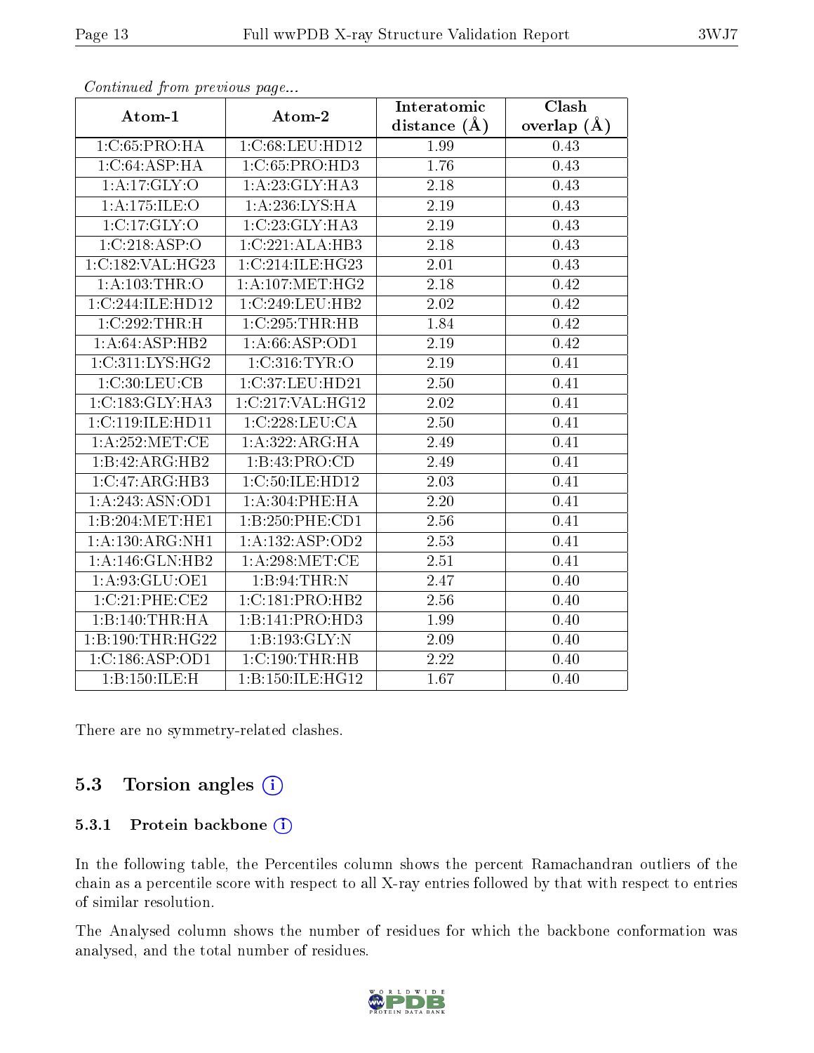*Continued from previous page...*

| Atom-1 | Atom-2 | Interatomic distance (Å) | Clash overlap (Å) |
|---|---|---|---|
| 1:C:65:PRO:HA | 1:C:68:LEU:HD12 | 1.99 | 0.43 |
| 1:C:64:ASP:HA | 1:C:65:PRO:HD3 | 1.76 | 0.43 |
| 1:A:17:GLY:O | 1:A:23:GLY:HA3 | 2.18 | 0.43 |
| 1:A:175:ILE:O | 1:A:236:LYS:HA | 2.19 | 0.43 |
| 1:C:17:GLY:O | 1:C:23:GLY:HA3 | 2.19 | 0.43 |
| 1:C:218:ASP:O | 1:C:221:ALA:HB3 | 2.18 | 0.43 |
| 1:C:182:VAL:HG23 | 1:C:214:ILE:HG23 | 2.01 | 0.43 |
| 1:A:103:THR:O | 1:A:107:MET:HG2 | 2.18 | 0.42 |
| 1:C:244:ILE:HD12 | 1:C:249:LEU:HB2 | 2.02 | 0.42 |
| 1:C:292:THR:H | 1:C:295:THR:HB | 1.84 | 0.42 |
| 1:A:64:ASP:HB2 | 1:A:66:ASP:OD1 | 2.19 | 0.42 |
| 1:C:311:LYS:HG2 | 1:C:316:TYR:O | 2.19 | 0.41 |
| 1:C:30:LEU:CB | 1:C:37:LEU:HD21 | 2.50 | 0.41 |
| 1:C:183:GLY:HA3 | 1:C:217:VAL:HG12 | 2.02 | 0.41 |
| 1:C:119:ILE:HD11 | 1:C:228:LEU:CA | 2.50 | 0.41 |
| 1:A:252:MET:CE | 1:A:322:ARG:HA | 2.49 | 0.41 |
| 1:B:42:ARG:HB2 | 1:B:43:PRO:CD | 2.49 | 0.41 |
| 1:C:47:ARG:HB3 | 1:C:50:ILE:HD12 | 2.03 | 0.41 |
| 1:A:243:ASN:OD1 | 1:A:304:PHE:HA | 2.20 | 0.41 |
| 1:B:204:MET:HE1 | 1:B:250:PHE:CD1 | 2.56 | 0.41 |
| 1:A:130:ARG:NH1 | 1:A:132:ASP:OD2 | 2.53 | 0.41 |
| 1:A:146:GLN:HB2 | 1:A:298:MET:CE | 2.51 | 0.41 |
| 1:A:93:GLU:OE1 | 1:B:94:THR:N | 2.47 | 0.40 |
| 1:C:21:PHE:CE2 | 1:C:181:PRO:HB2 | 2.56 | 0.40 |
| 1:B:140:THR:HA | 1:B:141:PRO:HD3 | 1.99 | 0.40 |
| 1:B:190:THR:HG22 | 1:B:193:GLY:N | 2.09 | 0.40 |
| 1:C:186:ASP:OD1 | 1:C:190:THR:HB | 2.22 | 0.40 |
| 1:B:150:ILE:H | 1:B:150:ILE:HG12 | 1.67 | 0.40 |

There are no symmetry-related clashes.

## 5.3 Torsion angles

### 5.3.1 Protein backbone

In the following table, the Percentiles column shows the percent Ramachandran outliers of the chain as a percentile score with respect to all X-ray entries followed by that with respect to entries of similar resolution.

The Analysed column shows the number of residues for which the backbone conformation was analysed, and the total number of residues.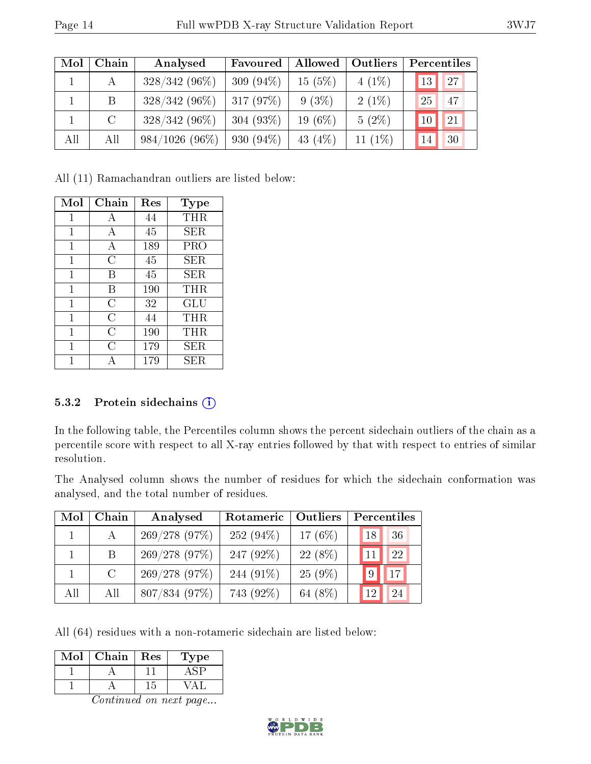| Mol | Chain | Analysed | Favoured | Allowed | Outliers | Percentiles | |
|---|---|---|---|---|---|---|---|
| 1 | A | 328/342 (96%) | 309 (94%) | 15 (5%) | 4 (1%) | 13 | 27 |
| 1 | B | 328/342 (96%) | 317 (97%) | 9 (3%) | 2 (1%) | 25 | 47 |
| 1 | C | 328/342 (96%) | 304 (93%) | 19 (6%) | 5 (2%) | 10 | 21 |
| All | All | 984/1026 (96%) | 930 (94%) | 43 (4%) | 11 (1%) | 14 | 30 |

All (11) Ramachandran outliers are listed below:

| Mol | Chain | Res | Type |
|---|---|---|---|
| 1 | A | 44 | THR |
| 1 | A | 45 | SER |
| 1 | A | 189 | PRO |
| 1 | C | 45 | SER |
| 1 | B | 45 | SER |
| 1 | B | 190 | THR |
| 1 | C | 32 | GLU |
| 1 | C | 44 | THR |
| 1 | C | 190 | THR |
| 1 | C | 179 | SER |
| 1 | A | 179 | SER |

### 5.3.2 Protein sidechains (i)

In the following table, the Percentiles column shows the percent sidechain outliers of the chain as a percentile score with respect to all X-ray entries followed by that with respect to entries of similar resolution.

The Analysed column shows the number of residues for which the sidechain conformation was analysed, and the total number of residues.

| Mol | Chain | Analysed | Rotameric | Outliers | Percentiles | |
|---|---|---|---|---|---|---|
| 1 | A | 269/278 (97%) | 252 (94%) | 17 (6%) | 18 | 36 |
| 1 | B | 269/278 (97%) | 247 (92%) | 22 (8%) | 11 | 22 |
| 1 | C | 269/278 (97%) | 244 (91%) | 25 (9%) | 9 | 17 |
| All | All | 807/834 (97%) | 743 (92%) | 64 (8%) | 12 | 24 |

All (64) residues with a non-rotameric sidechain are listed below:

| Mol | Chain | Res | Type |
|---|---|---|---|
| 1 | A | 11 | ASP |
| 1 | A | 15 | VAL |

*Continued on next page...*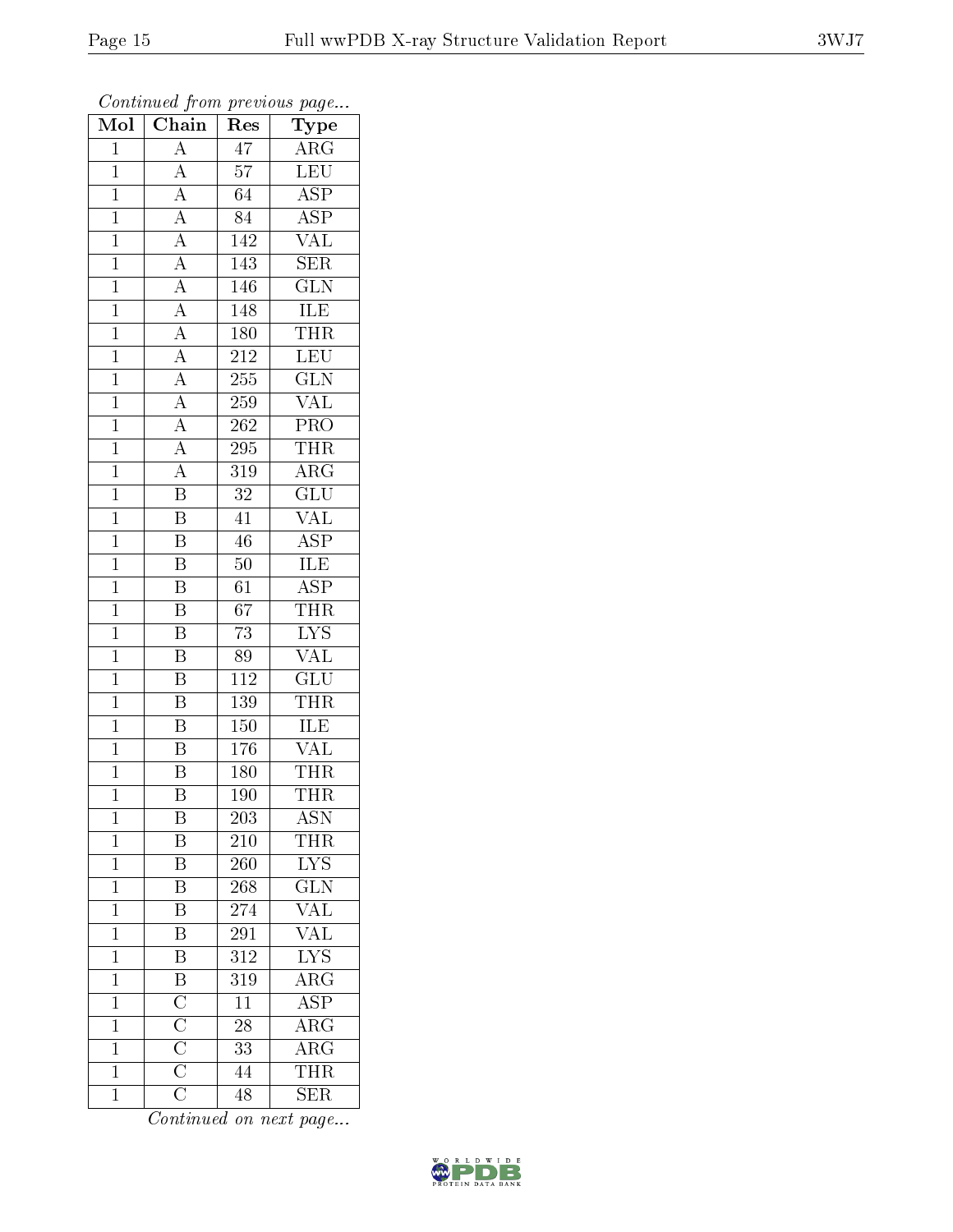*Continued from previous page...*

| Mol | Chain | Res | Type |
| --- | --- | --- | --- |
| 1 | A | 47 | ARG |
| 1 | A | 57 | LEU |
| 1 | A | 64 | ASP |
| 1 | A | 84 | ASP |
| 1 | A | 142 | VAL |
| 1 | A | 143 | SER |
| 1 | A | 146 | GLN |
| 1 | A | 148 | ILE |
| 1 | A | 180 | THR |
| 1 | A | 212 | LEU |
| 1 | A | 255 | GLN |
| 1 | A | 259 | VAL |
| 1 | A | 262 | PRO |
| 1 | A | 295 | THR |
| 1 | A | 319 | ARG |
| 1 | B | 32 | GLU |
| 1 | B | 41 | VAL |
| 1 | B | 46 | ASP |
| 1 | B | 50 | ILE |
| 1 | B | 61 | ASP |
| 1 | B | 67 | THR |
| 1 | B | 73 | LYS |
| 1 | B | 89 | VAL |
| 1 | B | 112 | GLU |
| 1 | B | 139 | THR |
| 1 | B | 150 | ILE |
| 1 | B | 176 | VAL |
| 1 | B | 180 | THR |
| 1 | B | 190 | THR |
| 1 | B | 203 | ASN |
| 1 | B | 210 | THR |
| 1 | B | 260 | LYS |
| 1 | B | 268 | GLN |
| 1 | B | 274 | VAL |
| 1 | B | 291 | VAL |
| 1 | B | 312 | LYS |
| 1 | B | 319 | ARG |
| 1 | C | 11 | ASP |
| 1 | C | 28 | ARG |
| 1 | C | 33 | ARG |
| 1 | C | 44 | THR |
| 1 | C | 48 | SER |

*Continued on next page...*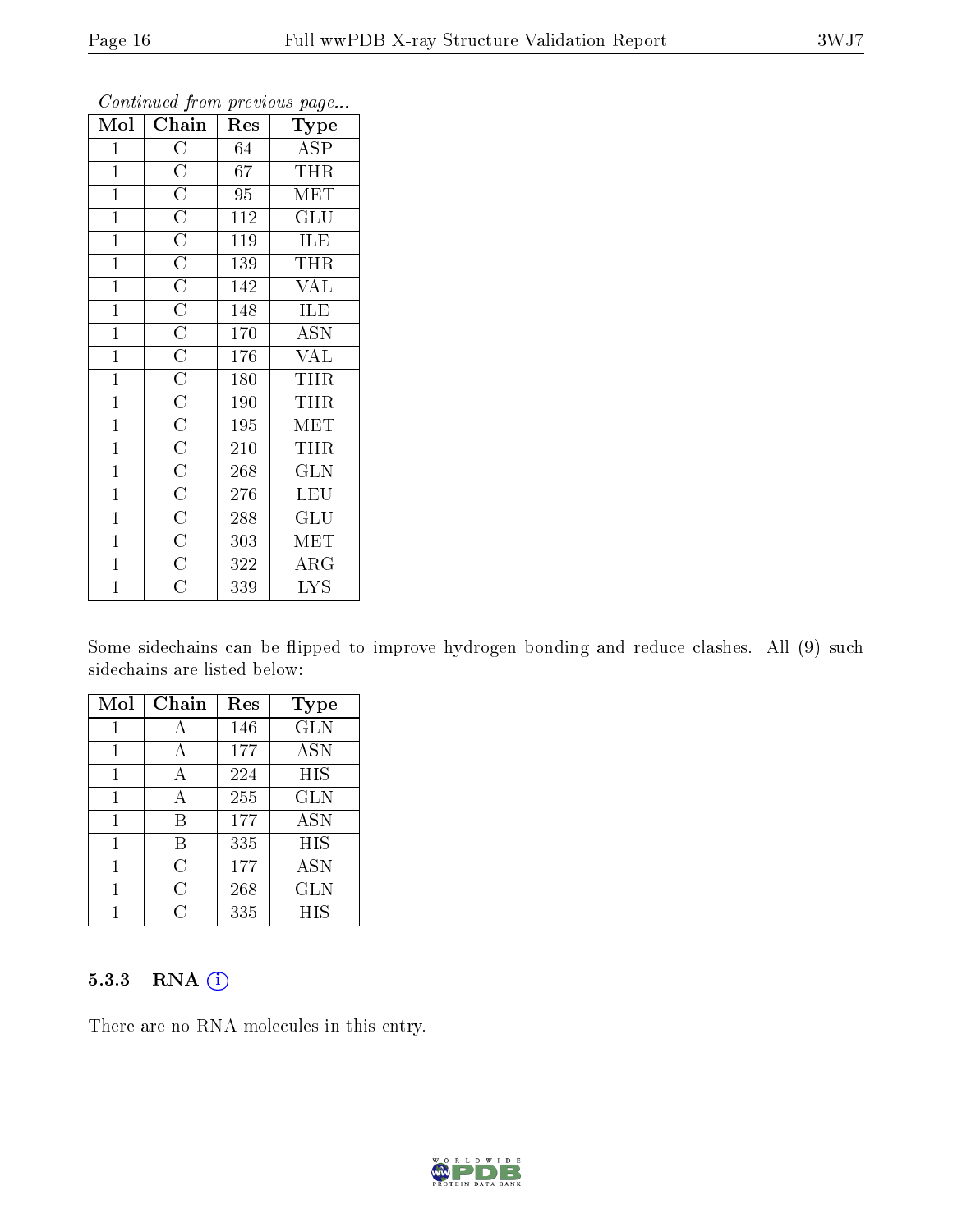*Continued from previous page...*

| Mol | Chain | Res | Type |
|---|---|---|---|
| 1 | C | 64 | ASP |
| 1 | C | 67 | THR |
| 1 | C | 95 | MET |
| 1 | C | 112 | GLU |
| 1 | C | 119 | ILE |
| 1 | C | 139 | THR |
| 1 | C | 142 | VAL |
| 1 | C | 148 | ILE |
| 1 | C | 170 | ASN |
| 1 | C | 176 | VAL |
| 1 | C | 180 | THR |
| 1 | C | 190 | THR |
| 1 | C | 195 | MET |
| 1 | C | 210 | THR |
| 1 | C | 268 | GLN |
| 1 | C | 276 | LEU |
| 1 | C | 288 | GLU |
| 1 | C | 303 | MET |
| 1 | C | 322 | ARG |
| 1 | C | 339 | LYS |

Some sidechains can be flipped to improve hydrogen bonding and reduce clashes. All (9) such sidechains are listed below:

| Mol | Chain | Res | Type |
|---|---|---|---|
| 1 | A | 146 | GLN |
| 1 | A | 177 | ASN |
| 1 | A | 224 | HIS |
| 1 | A | 255 | GLN |
| 1 | B | 177 | ASN |
| 1 | B | 335 | HIS |
| 1 | C | 177 | ASN |
| 1 | C | 268 | GLN |
| 1 | C | 335 | HIS |

### 5.3.3 RNA

There are no RNA molecules in this entry.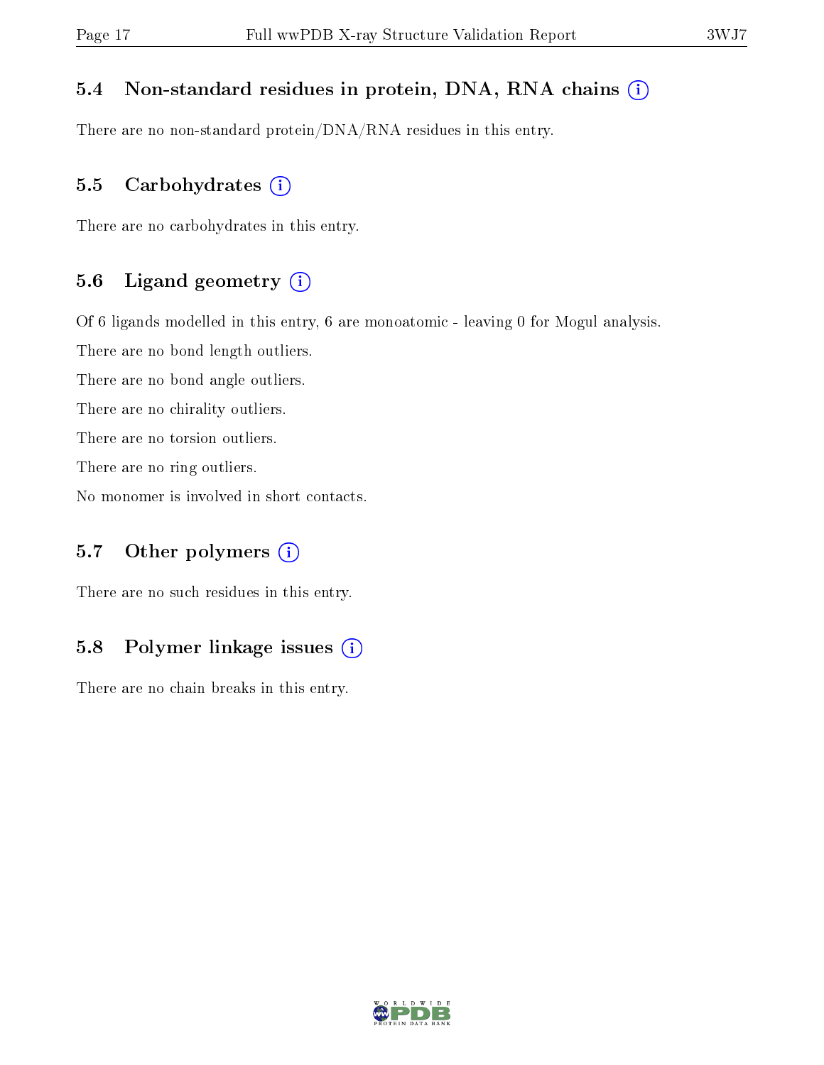### 5.4 Non-standard residues in protein, DNA, RNA chains (i)

There are no non-standard protein/DNA/RNA residues in this entry.

### 5.5 Carbohydrates (i)

There are no carbohydrates in this entry.

### 5.6 Ligand geometry (i)

Of 6 ligands modelled in this entry, 6 are monoatomic - leaving 0 for Mogul analysis.

There are no bond length outliers.

There are no bond angle outliers.

There are no chirality outliers.

There are no torsion outliers.

There are no ring outliers.

No monomer is involved in short contacts.

### 5.7 Other polymers (i)

There are no such residues in this entry.

### 5.8 Polymer linkage issues (i)

There are no chain breaks in this entry.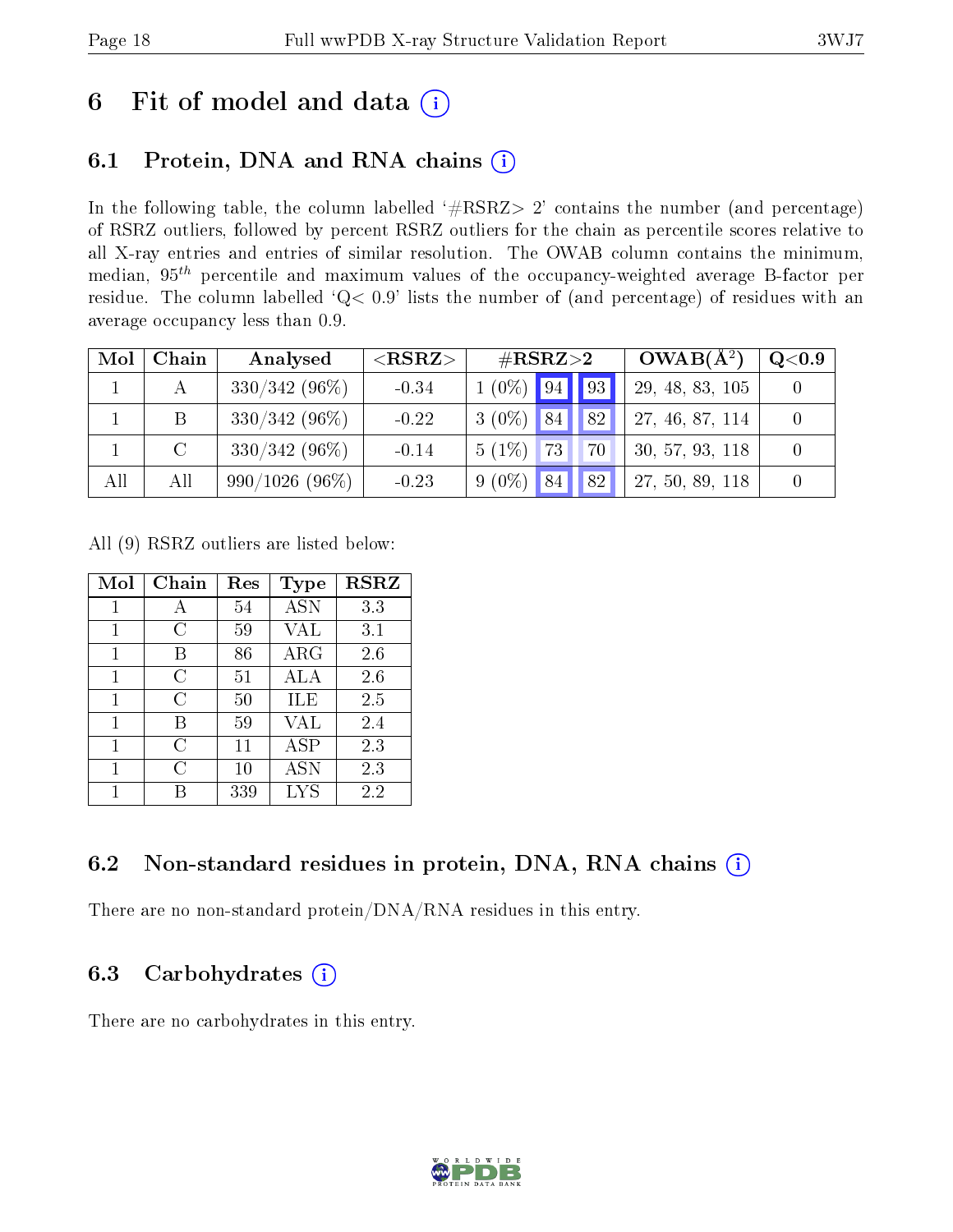# 6 Fit of model and data

## 6.1 Protein, DNA and RNA chains

In the following table, the column labelled '#RSRZ> 2' contains the number (and percentage) of RSRZ outliers, followed by percent RSRZ outliers for the chain as percentile scores relative to all X-ray entries and entries of similar resolution. The OWAB column contains the minimum, median, $95^{th}$ percentile and maximum values of the occupancy-weighted average B-factor per residue. The column labelled 'Q< 0.9' lists the number of (and percentage) of residues with an average occupancy less than 0.9.

| Mol | Chain | Analysed | <RSRZ> | #RSRZ>2 | | | OWAB(Å$^2$) | Q<0.9 |
|---|---|---|---|---|---|---|---|---|
| 1 | A | 330/342 (96%) | -0.34 | 1 (0%) | 94 | 93 | 29, 48, 83, 105 | 0 |
| 1 | B | 330/342 (96%) | -0.22 | 3 (0%) | 84 | 82 | 27, 46, 87, 114 | 0 |
| 1 | C | 330/342 (96%) | -0.14 | 5 (1%) | 73 | 70 | 30, 57, 93, 118 | 0 |
| All | All | 990/1026 (96%) | -0.23 | 9 (0%) | 84 | 82 | 27, 50, 89, 118 | 0 |

All (9) RSRZ outliers are listed below:

| Mol | Chain | Res | Type | RSRZ |
|---|---|---|---|---|
| 1 | A | 54 | ASN | 3.3 |
| 1 | C | 59 | VAL | 3.1 |
| 1 | B | 86 | ARG | 2.6 |
| 1 | C | 51 | ALA | 2.6 |
| 1 | C | 50 | ILE | 2.5 |
| 1 | B | 59 | VAL | 2.4 |
| 1 | C | 11 | ASP | 2.3 |
| 1 | C | 10 | ASN | 2.3 |
| 1 | B | 339 | LYS | 2.2 |

## 6.2 Non-standard residues in protein, DNA, RNA chains

There are no non-standard protein/DNA/RNA residues in this entry.

## 6.3 Carbohydrates

There are no carbohydrates in this entry.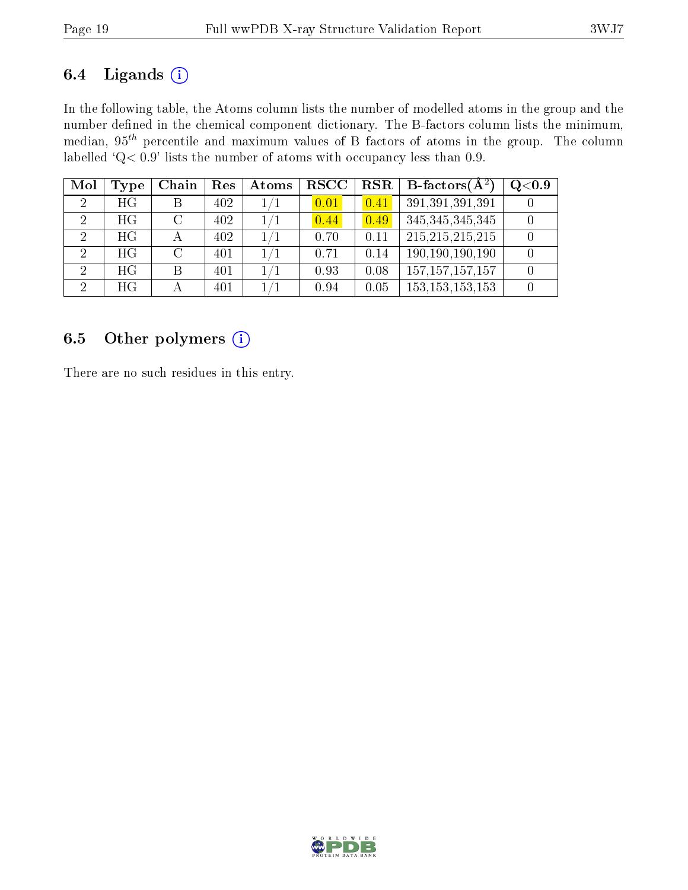## 6.4 Ligands (i)

In the following table, the Atoms column lists the number of modelled atoms in the group and the number defined in the chemical component dictionary. The B-factors column lists the minimum, median, $95^{th}$ percentile and maximum values of B factors of atoms in the group. The column labelled 'Q< 0.9' lists the number of atoms with occupancy less than 0.9.

| Mol | Type | Chain | Res | Atoms | RSCC | RSR | B-factors(Å$^2$) | Q<0.9 |
|---|---|---|---|---|---|---|---|---|
| 2 | HG | B | 402 | 1/1 | 0.01 | 0.41 | 391,391,391,391 | 0 |
| 2 | HG | C | 402 | 1/1 | 0.44 | 0.49 | 345,345,345,345 | 0 |
| 2 | HG | A | 402 | 1/1 | 0.70 | 0.11 | 215,215,215,215 | 0 |
| 2 | HG | C | 401 | 1/1 | 0.71 | 0.14 | 190,190,190,190 | 0 |
| 2 | HG | B | 401 | 1/1 | 0.93 | 0.08 | 157,157,157,157 | 0 |
| 2 | HG | A | 401 | 1/1 | 0.94 | 0.05 | 153,153,153,153 | 0 |

## 6.5 Other polymers (i)

There are no such residues in this entry.